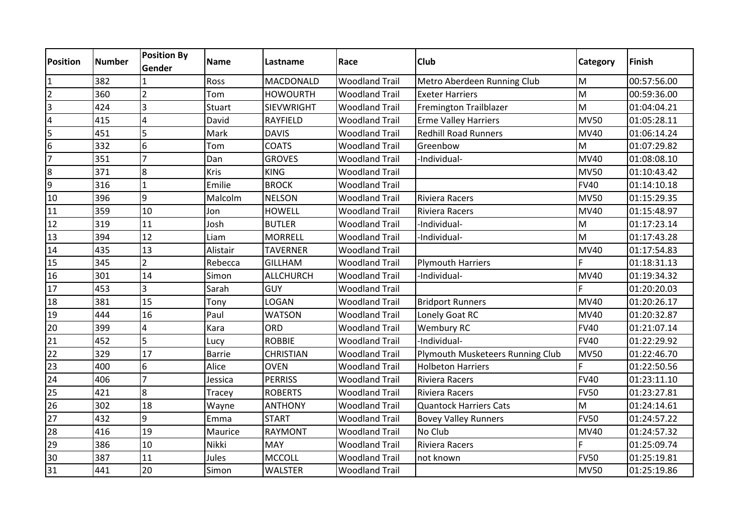| Position | Number | Position By Gender | Name | Lastname | Race | Club | Category | Finish |
|---|---|---|---|---|---|---|---|---|
| 1 | 382 | 1 | Ross | MACDONALD | Woodland Trail | Metro Aberdeen Running Club | M | 00:57:56.00 |
| 2 | 360 | 2 | Tom | HOWOURTH | Woodland Trail | Exeter Harriers | M | 00:59:36.00 |
| 3 | 424 | 3 | Stuart | SIEVWRIGHT | Woodland Trail | Fremington Trailblazer | M | 01:04:04.21 |
| 4 | 415 | 4 | David | RAYFIELD | Woodland Trail | Erme Valley Harriers | MV50 | 01:05:28.11 |
| 5 | 451 | 5 | Mark | DAVIS | Woodland Trail | Redhill Road Runners | MV40 | 01:06:14.24 |
| 6 | 332 | 6 | Tom | COATS | Woodland Trail | Greenbow | M | 01:07:29.82 |
| 7 | 351 | 7 | Dan | GROVES | Woodland Trail | -Individual- | MV40 | 01:08:08.10 |
| 8 | 371 | 8 | Kris | KING | Woodland Trail | | MV50 | 01:10:43.42 |
| 9 | 316 | 1 | Emilie | BROCK | Woodland Trail | | FV40 | 01:14:10.18 |
| 10 | 396 | 9 | Malcolm | NELSON | Woodland Trail | Riviera Racers | MV50 | 01:15:29.35 |
| 11 | 359 | 10 | Jon | HOWELL | Woodland Trail | Riviera Racers | MV40 | 01:15:48.97 |
| 12 | 319 | 11 | Josh | BUTLER | Woodland Trail | -Individual- | M | 01:17:23.14 |
| 13 | 394 | 12 | Liam | MORRELL | Woodland Trail | -Individual- | M | 01:17:43.28 |
| 14 | 435 | 13 | Alistair | TAVERNER | Woodland Trail | | MV40 | 01:17:54.83 |
| 15 | 345 | 2 | Rebecca | GILLHAM | Woodland Trail | Plymouth Harriers | F | 01:18:31.13 |
| 16 | 301 | 14 | Simon | ALLCHURCH | Woodland Trail | -Individual- | MV40 | 01:19:34.32 |
| 17 | 453 | 3 | Sarah | GUY | Woodland Trail | | F | 01:20:20.03 |
| 18 | 381 | 15 | Tony | LOGAN | Woodland Trail | Bridport Runners | MV40 | 01:20:26.17 |
| 19 | 444 | 16 | Paul | WATSON | Woodland Trail | Lonely Goat RC | MV40 | 01:20:32.87 |
| 20 | 399 | 4 | Kara | ORD | Woodland Trail | Wembury RC | FV40 | 01:21:07.14 |
| 21 | 452 | 5 | Lucy | ROBBIE | Woodland Trail | -Individual- | FV40 | 01:22:29.92 |
| 22 | 329 | 17 | Barrie | CHRISTIAN | Woodland Trail | Plymouth Musketeers Running Club | MV50 | 01:22:46.70 |
| 23 | 400 | 6 | Alice | OVEN | Woodland Trail | Holbeton Harriers | F | 01:22:50.56 |
| 24 | 406 | 7 | Jessica | PERRISS | Woodland Trail | Riviera Racers | FV40 | 01:23:11.10 |
| 25 | 421 | 8 | Tracey | ROBERTS | Woodland Trail | Riviera Racers | FV50 | 01:23:27.81 |
| 26 | 302 | 18 | Wayne | ANTHONY | Woodland Trail | Quantock Harriers Cats | M | 01:24:14.61 |
| 27 | 432 | 9 | Emma | START | Woodland Trail | Bovey Valley Runners | FV50 | 01:24:57.22 |
| 28 | 416 | 19 | Maurice | RAYMONT | Woodland Trail | No Club | MV40 | 01:24:57.32 |
| 29 | 386 | 10 | Nikki | MAY | Woodland Trail | Riviera Racers | F | 01:25:09.74 |
| 30 | 387 | 11 | Jules | MCCOLL | Woodland Trail | not known | FV50 | 01:25:19.81 |
| 31 | 441 | 20 | Simon | WALSTER | Woodland Trail | | MV50 | 01:25:19.86 |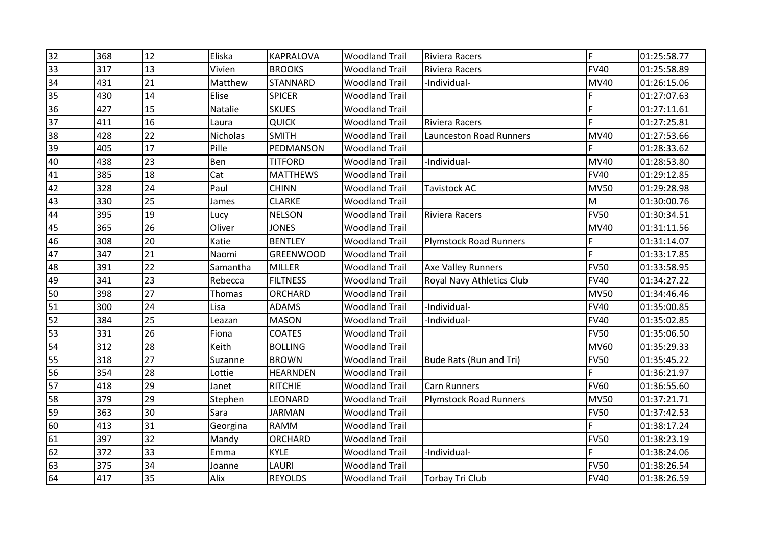| | | | | | | | | |
|---|---|---|---|---|---|---|---|---|
| 32 | 368 | 12 | Eliska | KAPRALOVA | Woodland Trail | Riviera Racers | F | 01:25:58.77 |
| 33 | 317 | 13 | Vivien | BROOKS | Woodland Trail | Riviera Racers | FV40 | 01:25:58.89 |
| 34 | 431 | 21 | Matthew | STANNARD | Woodland Trail | -Individual- | MV40 | 01:26:15.06 |
| 35 | 430 | 14 | Elise | SPICER | Woodland Trail | | F | 01:27:07.63 |
| 36 | 427 | 15 | Natalie | SKUES | Woodland Trail | | F | 01:27:11.61 |
| 37 | 411 | 16 | Laura | QUICK | Woodland Trail | Riviera Racers | F | 01:27:25.81 |
| 38 | 428 | 22 | Nicholas | SMITH | Woodland Trail | Launceston Road Runners | MV40 | 01:27:53.66 |
| 39 | 405 | 17 | Pille | PEDMANSON | Woodland Trail | | F | 01:28:33.62 |
| 40 | 438 | 23 | Ben | TITFORD | Woodland Trail | -Individual- | MV40 | 01:28:53.80 |
| 41 | 385 | 18 | Cat | MATTHEWS | Woodland Trail | | FV40 | 01:29:12.85 |
| 42 | 328 | 24 | Paul | CHINN | Woodland Trail | Tavistock AC | MV50 | 01:29:28.98 |
| 43 | 330 | 25 | James | CLARKE | Woodland Trail | | M | 01:30:00.76 |
| 44 | 395 | 19 | Lucy | NELSON | Woodland Trail | Riviera Racers | FV50 | 01:30:34.51 |
| 45 | 365 | 26 | Oliver | JONES | Woodland Trail | | MV40 | 01:31:11.56 |
| 46 | 308 | 20 | Katie | BENTLEY | Woodland Trail | Plymstock Road Runners | F | 01:31:14.07 |
| 47 | 347 | 21 | Naomi | GREENWOOD | Woodland Trail | | F | 01:33:17.85 |
| 48 | 391 | 22 | Samantha | MILLER | Woodland Trail | Axe Valley Runners | FV50 | 01:33:58.95 |
| 49 | 341 | 23 | Rebecca | FILTNESS | Woodland Trail | Royal Navy Athletics Club | FV40 | 01:34:27.22 |
| 50 | 398 | 27 | Thomas | ORCHARD | Woodland Trail | | MV50 | 01:34:46.46 |
| 51 | 300 | 24 | Lisa | ADAMS | Woodland Trail | -Individual- | FV40 | 01:35:00.85 |
| 52 | 384 | 25 | Leazan | MASON | Woodland Trail | -Individual- | FV40 | 01:35:02.85 |
| 53 | 331 | 26 | Fiona | COATES | Woodland Trail | | FV50 | 01:35:06.50 |
| 54 | 312 | 28 | Keith | BOLLING | Woodland Trail | | MV60 | 01:35:29.33 |
| 55 | 318 | 27 | Suzanne | BROWN | Woodland Trail | Bude Rats (Run and Tri) | FV50 | 01:35:45.22 |
| 56 | 354 | 28 | Lottie | HEARNDEN | Woodland Trail | | F | 01:36:21.97 |
| 57 | 418 | 29 | Janet | RITCHIE | Woodland Trail | Carn Runners | FV60 | 01:36:55.60 |
| 58 | 379 | 29 | Stephen | LEONARD | Woodland Trail | Plymstock Road Runners | MV50 | 01:37:21.71 |
| 59 | 363 | 30 | Sara | JARMAN | Woodland Trail | | FV50 | 01:37:42.53 |
| 60 | 413 | 31 | Georgina | RAMM | Woodland Trail | | F | 01:38:17.24 |
| 61 | 397 | 32 | Mandy | ORCHARD | Woodland Trail | | FV50 | 01:38:23.19 |
| 62 | 372 | 33 | Emma | KYLE | Woodland Trail | -Individual- | F | 01:38:24.06 |
| 63 | 375 | 34 | Joanne | LAURI | Woodland Trail | | FV50 | 01:38:26.54 |
| 64 | 417 | 35 | Alix | REYOLDS | Woodland Trail | Torbay Tri Club | FV40 | 01:38:26.59 |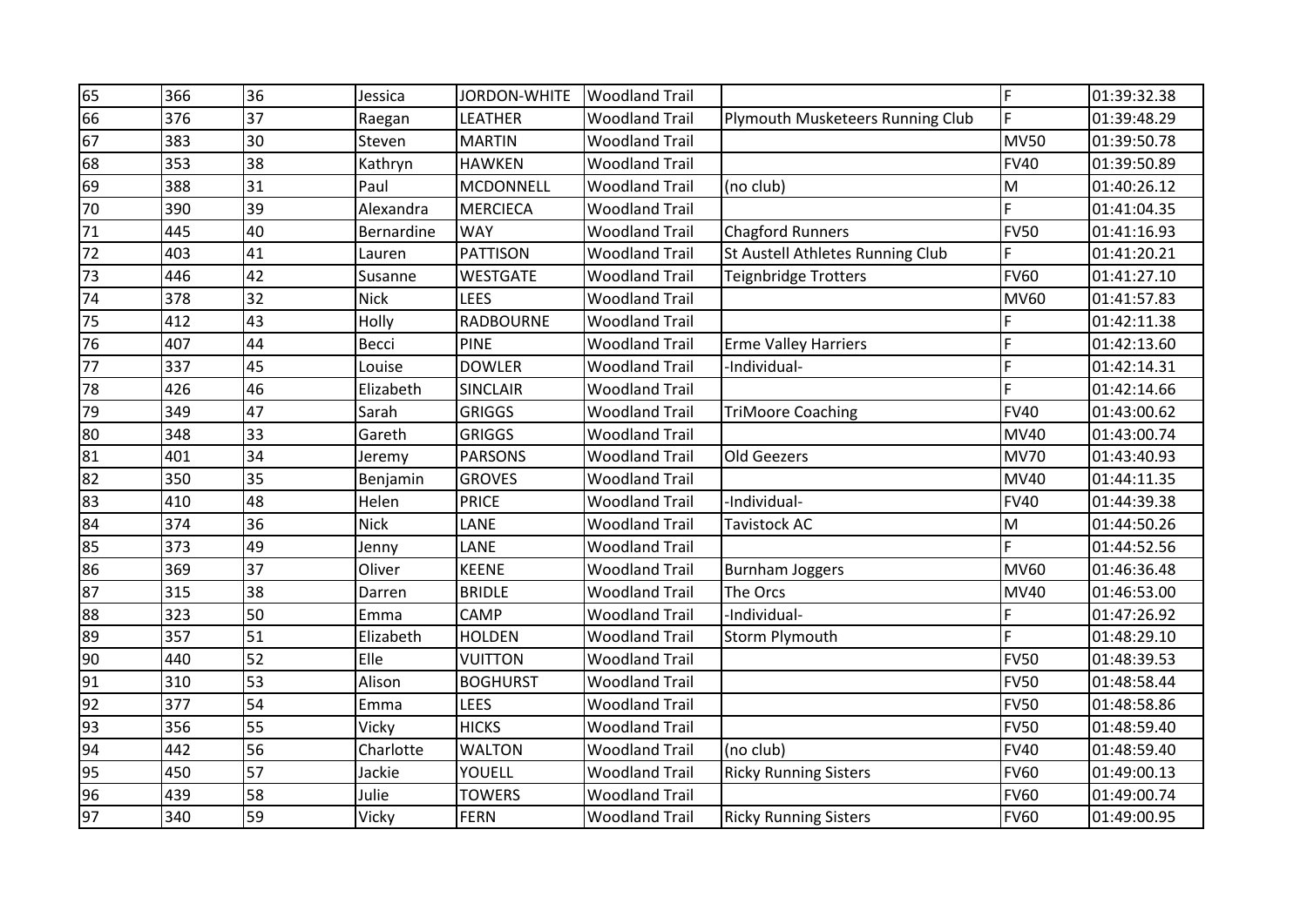| | | | | | | | | |
|---|---|---|---|---|---|---|---|---|
| 65 | 366 | 36 | Jessica | JORDON-WHITE | Woodland Trail | | F | 01:39:32.38 |
| 66 | 376 | 37 | Raegan | LEATHER | Woodland Trail | Plymouth Musketeers Running Club | F | 01:39:48.29 |
| 67 | 383 | 30 | Steven | MARTIN | Woodland Trail | | MV50 | 01:39:50.78 |
| 68 | 353 | 38 | Kathryn | HAWKEN | Woodland Trail | | FV40 | 01:39:50.89 |
| 69 | 388 | 31 | Paul | MCDONNELL | Woodland Trail | (no club) | M | 01:40:26.12 |
| 70 | 390 | 39 | Alexandra | MERCIECA | Woodland Trail | | F | 01:41:04.35 |
| 71 | 445 | 40 | Bernardine | WAY | Woodland Trail | Chagford Runners | FV50 | 01:41:16.93 |
| 72 | 403 | 41 | Lauren | PATTISON | Woodland Trail | St Austell Athletes Running Club | F | 01:41:20.21 |
| 73 | 446 | 42 | Susanne | WESTGATE | Woodland Trail | Teignbridge Trotters | FV60 | 01:41:27.10 |
| 74 | 378 | 32 | Nick | LEES | Woodland Trail | | MV60 | 01:41:57.83 |
| 75 | 412 | 43 | Holly | RADBOURNE | Woodland Trail | | F | 01:42:11.38 |
| 76 | 407 | 44 | Becci | PINE | Woodland Trail | Erme Valley Harriers | F | 01:42:13.60 |
| 77 | 337 | 45 | Louise | DOWLER | Woodland Trail | -Individual- | F | 01:42:14.31 |
| 78 | 426 | 46 | Elizabeth | SINCLAIR | Woodland Trail | | F | 01:42:14.66 |
| 79 | 349 | 47 | Sarah | GRIGGS | Woodland Trail | TriMoore Coaching | FV40 | 01:43:00.62 |
| 80 | 348 | 33 | Gareth | GRIGGS | Woodland Trail | | MV40 | 01:43:00.74 |
| 81 | 401 | 34 | Jeremy | PARSONS | Woodland Trail | Old Geezers | MV70 | 01:43:40.93 |
| 82 | 350 | 35 | Benjamin | GROVES | Woodland Trail | | MV40 | 01:44:11.35 |
| 83 | 410 | 48 | Helen | PRICE | Woodland Trail | -Individual- | FV40 | 01:44:39.38 |
| 84 | 374 | 36 | Nick | LANE | Woodland Trail | Tavistock AC | M | 01:44:50.26 |
| 85 | 373 | 49 | Jenny | LANE | Woodland Trail | | F | 01:44:52.56 |
| 86 | 369 | 37 | Oliver | KEENE | Woodland Trail | Burnham Joggers | MV60 | 01:46:36.48 |
| 87 | 315 | 38 | Darren | BRIDLE | Woodland Trail | The Orcs | MV40 | 01:46:53.00 |
| 88 | 323 | 50 | Emma | CAMP | Woodland Trail | -Individual- | F | 01:47:26.92 |
| 89 | 357 | 51 | Elizabeth | HOLDEN | Woodland Trail | Storm Plymouth | F | 01:48:29.10 |
| 90 | 440 | 52 | Elle | VUITTON | Woodland Trail | | FV50 | 01:48:39.53 |
| 91 | 310 | 53 | Alison | BOGHURST | Woodland Trail | | FV50 | 01:48:58.44 |
| 92 | 377 | 54 | Emma | LEES | Woodland Trail | | FV50 | 01:48:58.86 |
| 93 | 356 | 55 | Vicky | HICKS | Woodland Trail | | FV50 | 01:48:59.40 |
| 94 | 442 | 56 | Charlotte | WALTON | Woodland Trail | (no club) | FV40 | 01:48:59.40 |
| 95 | 450 | 57 | Jackie | YOUELL | Woodland Trail | Ricky Running Sisters | FV60 | 01:49:00.13 |
| 96 | 439 | 58 | Julie | TOWERS | Woodland Trail | | FV60 | 01:49:00.74 |
| 97 | 340 | 59 | Vicky | FERN | Woodland Trail | Ricky Running Sisters | FV60 | 01:49:00.95 |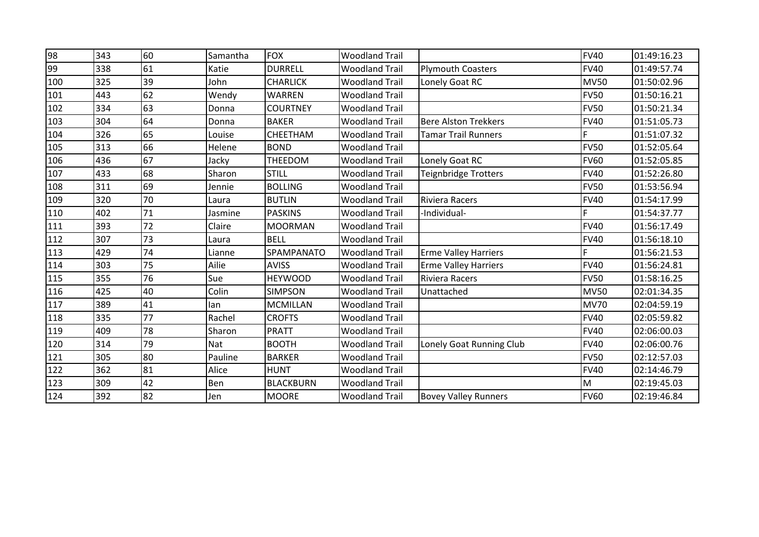| | | | | | | | | |
|---|---|---|---|---|---|---|---|---|
| 98 | 343 | 60 | Samantha | FOX | Woodland Trail | | FV40 | 01:49:16.23 |
| 99 | 338 | 61 | Katie | DURRELL | Woodland Trail | Plymouth Coasters | FV40 | 01:49:57.74 |
| 100 | 325 | 39 | John | CHARLICK | Woodland Trail | Lonely Goat RC | MV50 | 01:50:02.96 |
| 101 | 443 | 62 | Wendy | WARREN | Woodland Trail | | FV50 | 01:50:16.21 |
| 102 | 334 | 63 | Donna | COURTNEY | Woodland Trail | | FV50 | 01:50:21.34 |
| 103 | 304 | 64 | Donna | BAKER | Woodland Trail | Bere Alston Trekkers | FV40 | 01:51:05.73 |
| 104 | 326 | 65 | Louise | CHEETHAM | Woodland Trail | Tamar Trail Runners | F | 01:51:07.32 |
| 105 | 313 | 66 | Helene | BOND | Woodland Trail | | FV50 | 01:52:05.64 |
| 106 | 436 | 67 | Jacky | THEEDOM | Woodland Trail | Lonely Goat RC | FV60 | 01:52:05.85 |
| 107 | 433 | 68 | Sharon | STILL | Woodland Trail | Teignbridge Trotters | FV40 | 01:52:26.80 |
| 108 | 311 | 69 | Jennie | BOLLING | Woodland Trail | | FV50 | 01:53:56.94 |
| 109 | 320 | 70 | Laura | BUTLIN | Woodland Trail | Riviera Racers | FV40 | 01:54:17.99 |
| 110 | 402 | 71 | Jasmine | PASKINS | Woodland Trail | -Individual- | F | 01:54:37.77 |
| 111 | 393 | 72 | Claire | MOORMAN | Woodland Trail | | FV40 | 01:56:17.49 |
| 112 | 307 | 73 | Laura | BELL | Woodland Trail | | FV40 | 01:56:18.10 |
| 113 | 429 | 74 | Lianne | SPAMPANATO | Woodland Trail | Erme Valley Harriers | F | 01:56:21.53 |
| 114 | 303 | 75 | Ailie | AVISS | Woodland Trail | Erme Valley Harriers | FV40 | 01:56:24.81 |
| 115 | 355 | 76 | Sue | HEYWOOD | Woodland Trail | Riviera Racers | FV50 | 01:58:16.25 |
| 116 | 425 | 40 | Colin | SIMPSON | Woodland Trail | Unattached | MV50 | 02:01:34.35 |
| 117 | 389 | 41 | Ian | MCMILLAN | Woodland Trail | | MV70 | 02:04:59.19 |
| 118 | 335 | 77 | Rachel | CROFTS | Woodland Trail | | FV40 | 02:05:59.82 |
| 119 | 409 | 78 | Sharon | PRATT | Woodland Trail | | FV40 | 02:06:00.03 |
| 120 | 314 | 79 | Nat | BOOTH | Woodland Trail | Lonely Goat Running Club | FV40 | 02:06:00.76 |
| 121 | 305 | 80 | Pauline | BARKER | Woodland Trail | | FV50 | 02:12:57.03 |
| 122 | 362 | 81 | Alice | HUNT | Woodland Trail | | FV40 | 02:14:46.79 |
| 123 | 309 | 42 | Ben | BLACKBURN | Woodland Trail | | M | 02:19:45.03 |
| 124 | 392 | 82 | Jen | MOORE | Woodland Trail | Bovey Valley Runners | FV60 | 02:19:46.84 |